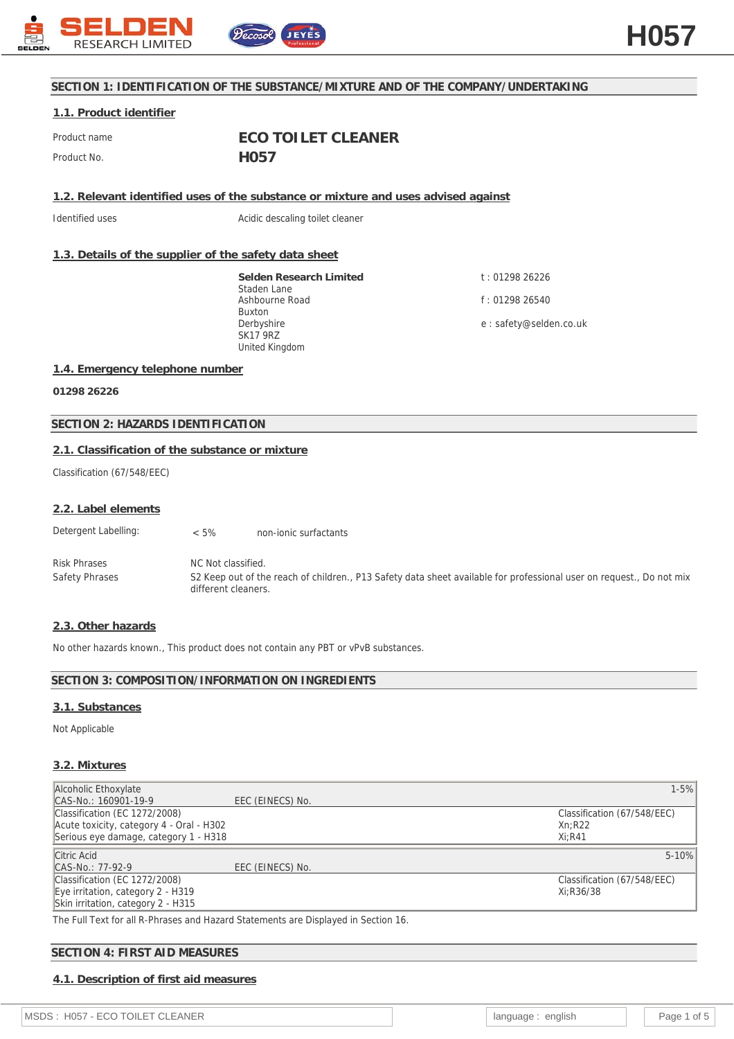## SECTION 1: IDENTIFICATION OF THE SUBSTANCE/MIXTURE AND OF THE COMPANY/UNDERTAKING

### 1.1. Product identifier

Product name **ECO TOILET CLEANER**

Product No. **H057**

### 1.2. Relevant identified uses of the substance or mixture and uses advised against

Identified uses Acidic descaling toilet cleaner

### 1.3. Details of the supplier of the safety data sheet

**Selden Research Limited**
Staden Lane
Ashbourne Road
Buxton
Derbyshire
SK17 9RZ
United Kingdom

t : 01298 26226

f : 01298 26540

e : safety@selden.co.uk

### 1.4. Emergency telephone number

**01298 26226**

## SECTION 2: HAZARDS IDENTIFICATION

### 2.1. Classification of the substance or mixture

Classification (67/548/EEC)

### 2.2. Label elements

Detergent Labelling: < 5% non-ionic surfactants

Risk Phrases NC Not classified.

Safety Phrases S2 Keep out of the reach of children., P13 Safety data sheet available for professional user on request., Do not mix different cleaners.

### 2.3. Other hazards

No other hazards known., This product does not contain any PBT or vPvB substances.

## SECTION 3: COMPOSITION/INFORMATION ON INGREDIENTS

### 3.1. Substances

Not Applicable

### 3.2. Mixtures

| Alcoholic Ethoxylate | | 1-5% |
|---|---|---|
| CAS-No.: 160901-19-9 | EEC (EINECS) No. | |
| Classification (EC 1272/2008)<br>Acute toxicity, category 4 - Oral - H302<br>Serious eye damage, category 1 - H318 | | Classification (67/548/EEC)<br>Xn;R22<br>Xi;R41 |
| **Citric Acid** | | **5-10%** |
| CAS-No.: 77-92-9 | EEC (EINECS) No. | |
| Classification (EC 1272/2008)<br>Eye irritation, category 2 - H319<br>Skin irritation, category 2 - H315 | | Classification (67/548/EEC)<br>Xi;R36/38 |

The Full Text for all R-Phrases and Hazard Statements are Displayed in Section 16.

## SECTION 4: FIRST AID MEASURES

### 4.1. Description of first aid measures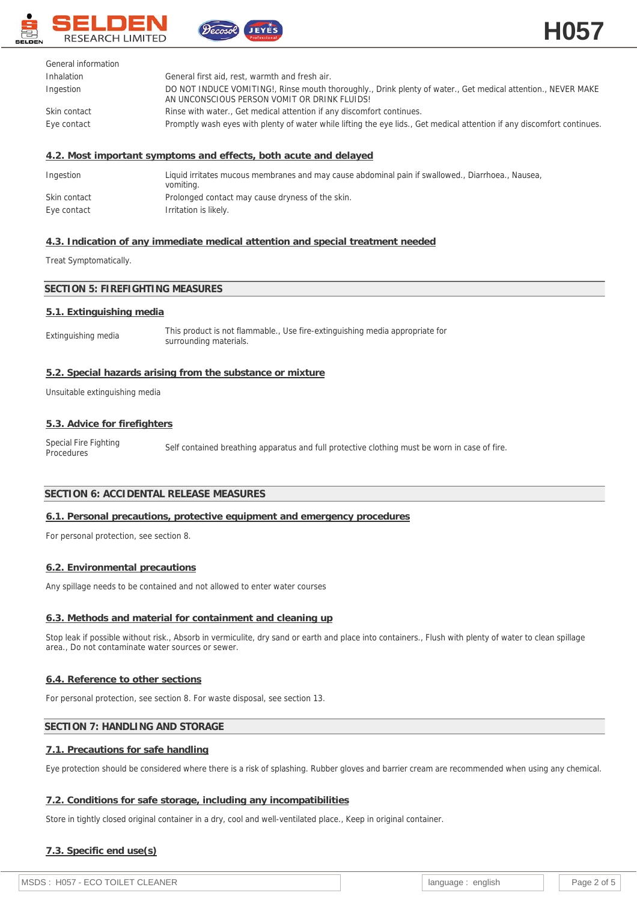| | |
|---|---|
| General information | |
| Inhalation | General first aid, rest, warmth and fresh air. |
| Ingestion | DO NOT INDUCE VOMITING!, Rinse mouth thoroughly., Drink plenty of water., Get medical attention., NEVER MAKE AN UNCONSCIOUS PERSON VOMIT OR DRINK FLUIDS! |
| Skin contact | Rinse with water., Get medical attention if any discomfort continues. |
| Eye contact | Promptly wash eyes with plenty of water while lifting the eye lids., Get medical attention if any discomfort continues. |

### 4.2. Most important symptoms and effects, both acute and delayed

| | |
|---|---|
| Ingestion | Liquid irritates mucous membranes and may cause abdominal pain if swallowed., Diarrhoea., Nausea, vomiting. |
| Skin contact | Prolonged contact may cause dryness of the skin. |
| Eye contact | Irritation is likely. |

### 4.3. Indication of any immediate medical attention and special treatment needed

Treat Symptomatically.

## SECTION 5: FIREFIGHTING MEASURES

### 5.1. Extinguishing media

| | |
|---|---|
| Extinguishing media | This product is not flammable., Use fire-extinguishing media appropriate for surrounding materials. |

### 5.2. Special hazards arising from the substance or mixture

Unsuitable extinguishing media

### 5.3. Advice for firefighters

| | |
|---|---|
| Special Fire Fighting Procedures | Self contained breathing apparatus and full protective clothing must be worn in case of fire. |

## SECTION 6: ACCIDENTAL RELEASE MEASURES

### 6.1. Personal precautions, protective equipment and emergency procedures

For personal protection, see section 8.

### 6.2. Environmental precautions

Any spillage needs to be contained and not allowed to enter water courses

### 6.3. Methods and material for containment and cleaning up

Stop leak if possible without risk., Absorb in vermiculite, dry sand or earth and place into containers., Flush with plenty of water to clean spillage area., Do not contaminate water sources or sewer.

### 6.4. Reference to other sections

For personal protection, see section 8. For waste disposal, see section 13.

## SECTION 7: HANDLING AND STORAGE

### 7.1. Precautions for safe handling

Eye protection should be considered where there is a risk of splashing. Rubber gloves and barrier cream are recommended when using any chemical.

### 7.2. Conditions for safe storage, including any incompatibilities

Store in tightly closed original container in a dry, cool and well-ventilated place., Keep in original container.

### 7.3. Specific end use(s)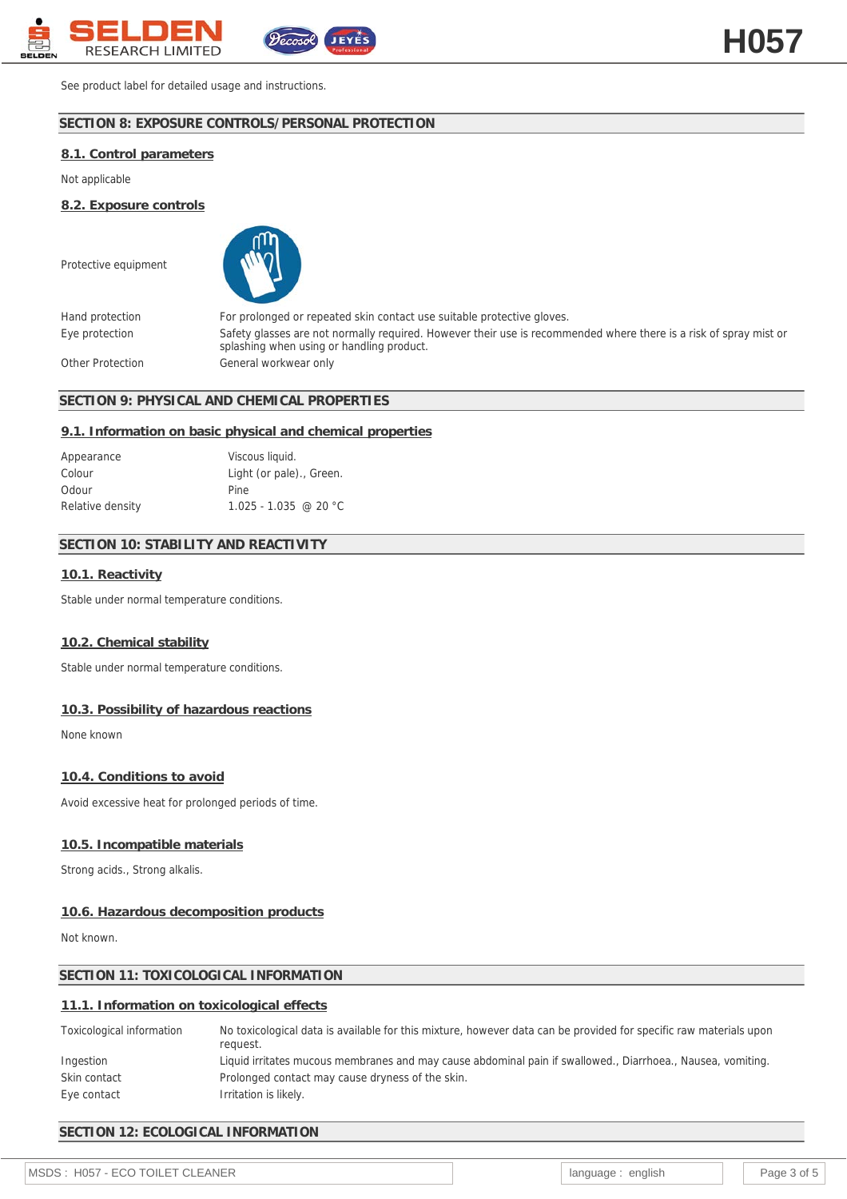See product label for detailed usage and instructions.

## SECTION 8: EXPOSURE CONTROLS/PERSONAL PROTECTION

### 8.1. Control parameters

Not applicable

### 8.2. Exposure controls

Protective equipment

| | |
|---|---|
| Hand protection | For prolonged or repeated skin contact use suitable protective gloves. |
| Eye protection | Safety glasses are not normally required. However their use is recommended where there is a risk of spray mist or splashing when using or handling product. |
| Other Protection | General workwear only |

## SECTION 9: PHYSICAL AND CHEMICAL PROPERTIES

### 9.1. Information on basic physical and chemical properties

| | |
|---|---|
| Appearance | Viscous liquid. |
| Colour | Light (or pale)., Green. |
| Odour | Pine |
| Relative density | 1.025 - 1.035 @ 20 °C |

## SECTION 10: STABILITY AND REACTIVITY

### 10.1. Reactivity

Stable under normal temperature conditions.

### 10.2. Chemical stability

Stable under normal temperature conditions.

### 10.3. Possibility of hazardous reactions

None known

### 10.4. Conditions to avoid

Avoid excessive heat for prolonged periods of time.

### 10.5. Incompatible materials

Strong acids., Strong alkalis.

### 10.6. Hazardous decomposition products

Not known.

## SECTION 11: TOXICOLOGICAL INFORMATION

### 11.1. Information on toxicological effects

| | |
|---|---|
| Toxicological information | No toxicological data is available for this mixture, however data can be provided for specific raw materials upon request. |
| Ingestion | Liquid irritates mucous membranes and may cause abdominal pain if swallowed., Diarrhoea., Nausea, vomiting. |
| Skin contact | Prolonged contact may cause dryness of the skin. |
| Eye contact | Irritation is likely. |

## SECTION 12: ECOLOGICAL INFORMATION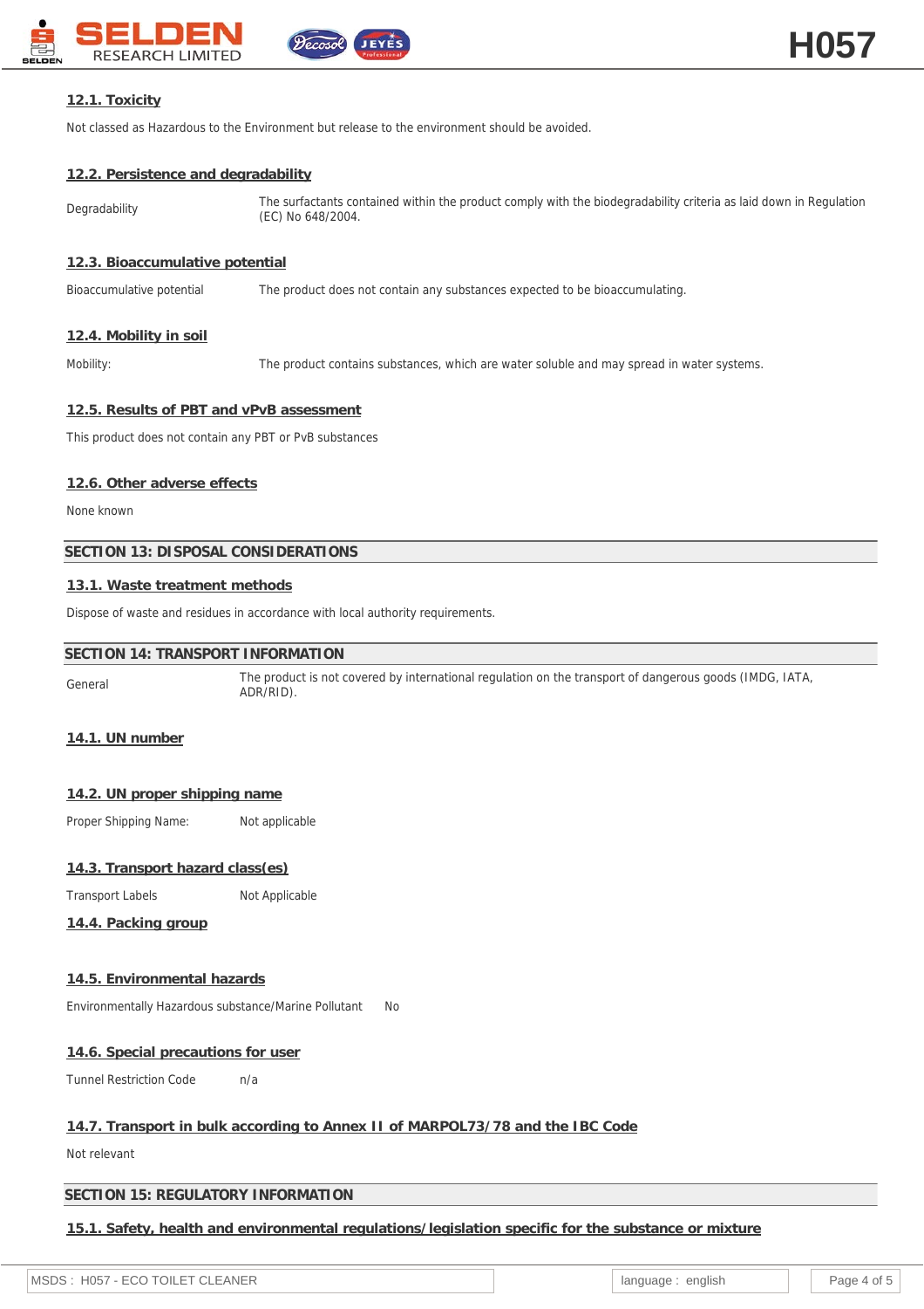### 12.1. Toxicity

Not classed as Hazardous to the Environment but release to the environment should be avoided.

### 12.2. Persistence and degradability

| | |
|---|---|
| Degradability | The surfactants contained within the product comply with the biodegradability criteria as laid down in Regulation (EC) No 648/2004. |

### 12.3. Bioaccumulative potential

| | |
|---|---|
| Bioaccumulative potential | The product does not contain any substances expected to be bioaccumulating. |

### 12.4. Mobility in soil

| | |
|---|---|
| Mobility: | The product contains substances, which are water soluble and may spread in water systems. |

### 12.5. Results of PBT and vPvB assessment

This product does not contain any PBT or PvB substances

### 12.6. Other adverse effects

None known

## SECTION 13: DISPOSAL CONSIDERATIONS

### 13.1. Waste treatment methods

Dispose of waste and residues in accordance with local authority requirements.

## SECTION 14: TRANSPORT INFORMATION

| | |
|---|---|
| General | The product is not covered by international regulation on the transport of dangerous goods (IMDG, IATA, ADR/RID). |

### 14.1. UN number

### 14.2. UN proper shipping name

Proper Shipping Name: Not applicable

### 14.3. Transport hazard class(es)

Transport Labels Not Applicable

### 14.4. Packing group

### 14.5. Environmental hazards

Environmentally Hazardous substance/Marine Pollutant No

### 14.6. Special precautions for user

Tunnel Restriction Code n/a

### 14.7. Transport in bulk according to Annex II of MARPOL73/78 and the IBC Code

Not relevant

## SECTION 15: REGULATORY INFORMATION

### 15.1. Safety, health and environmental regulations/legislation specific for the substance or mixture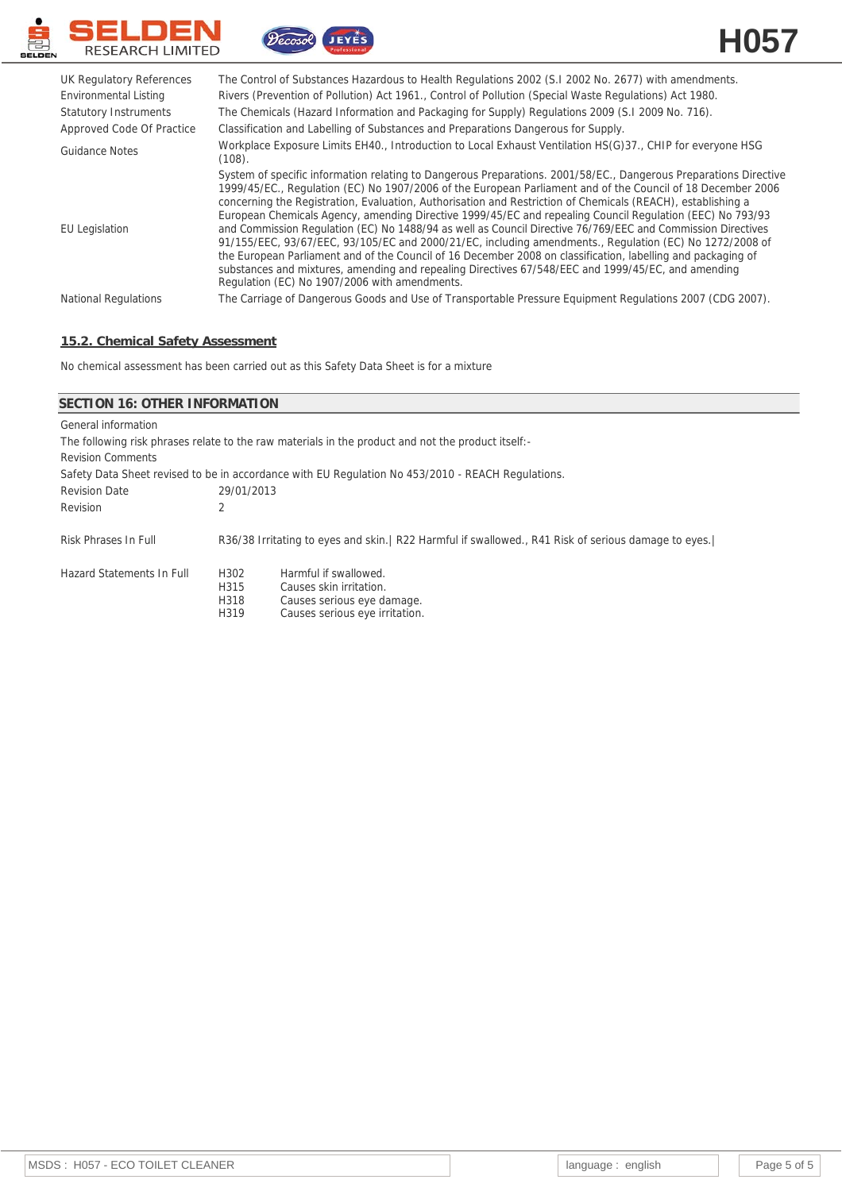| | |
|---|---|
| UK Regulatory References | The Control of Substances Hazardous to Health Regulations 2002 (S.I 2002 No. 2677) with amendments. |
| Environmental Listing | Rivers (Prevention of Pollution) Act 1961., Control of Pollution (Special Waste Regulations) Act 1980. |
| Statutory Instruments | The Chemicals (Hazard Information and Packaging for Supply) Regulations 2009 (S.I 2009 No. 716). |
| Approved Code Of Practice | Classification and Labelling of Substances and Preparations Dangerous for Supply. |
| Guidance Notes | Workplace Exposure Limits EH40., Introduction to Local Exhaust Ventilation HS(G)37., CHIP for everyone HSG (108). |
| EU Legislation | System of specific information relating to Dangerous Preparations. 2001/58/EC., Dangerous Preparations Directive 1999/45/EC., Regulation (EC) No 1907/2006 of the European Parliament and of the Council of 18 December 2006 concerning the Registration, Evaluation, Authorisation and Restriction of Chemicals (REACH), establishing a European Chemicals Agency, amending Directive 1999/45/EC and repealing Council Regulation (EEC) No 793/93 and Commission Regulation (EC) No 1488/94 as well as Council Directive 76/769/EEC and Commission Directives 91/155/EEC, 93/67/EEC, 93/105/EC and 2000/21/EC, including amendments., Regulation (EC) No 1272/2008 of the European Parliament and of the Council of 16 December 2008 on classification, labelling and packaging of substances and mixtures, amending and repealing Directives 67/548/EEC and 1999/45/EC, and amending Regulation (EC) No 1907/2006 with amendments. |
| National Regulations | The Carriage of Dangerous Goods and Use of Transportable Pressure Equipment Regulations 2007 (CDG 2007). |

### 15.2. Chemical Safety Assessment

No chemical assessment has been carried out as this Safety Data Sheet is for a mixture

## SECTION 16: OTHER INFORMATION

General information

The following risk phrases relate to the raw materials in the product and not the product itself:-

Revision Comments

Safety Data Sheet revised to be in accordance with EU Regulation No 453/2010 - REACH Regulations.

| | |
|---|---|
| Revision Date | 29/01/2013 |
| Revision | 2 |
| Risk Phrases In Full | R36/38 Irritating to eyes and skin.\| R22 Harmful if swallowed., R41 Risk of serious damage to eyes.\| |

| Hazard Statements In Full | | |
|---|---|---|
| | H302 | Harmful if swallowed. |
| | H315 | Causes skin irritation. |
| | H318 | Causes serious eye damage. |
| | H319 | Causes serious eye irritation. |